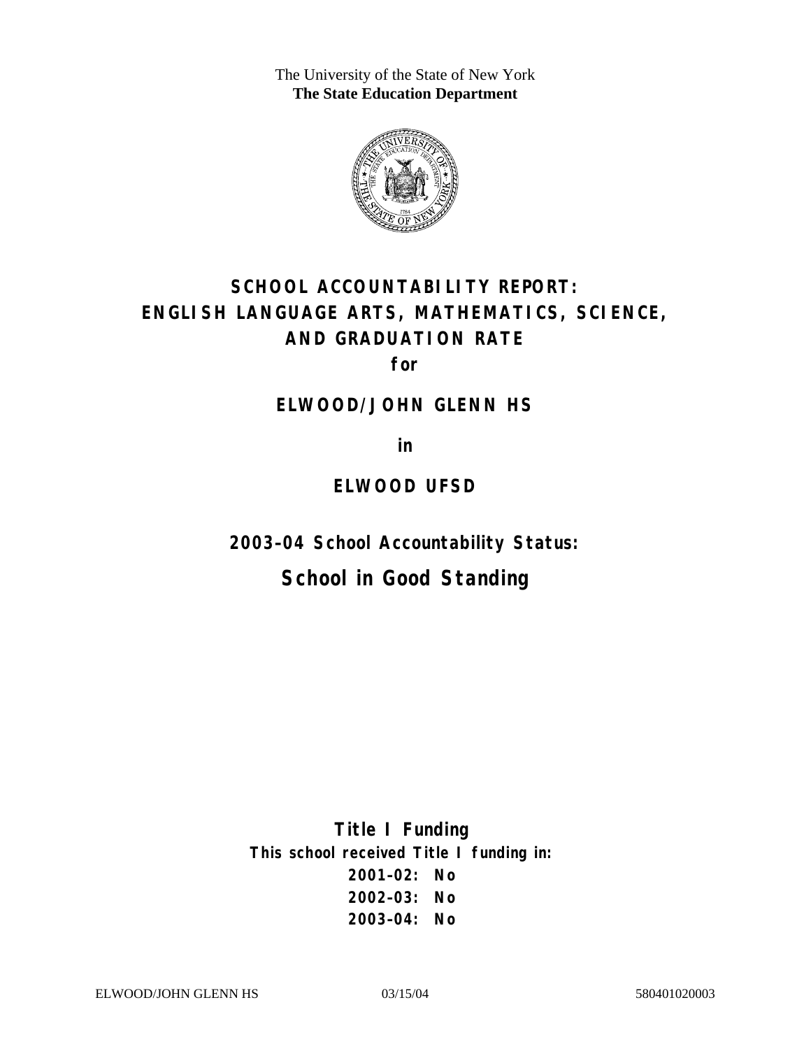The University of the State of New York
**The State Education Department**

# SCHOOL ACCOUNTABILITY REPORT: ENGLISH LANGUAGE ARTS, MATHEMATICS, SCIENCE, AND GRADUATION RATE

**for**

## ELWOOD/JOHN GLENN HS

**in**

## ELWOOD UFSD

### 2003–04 School Accountability Status:

## School in Good Standing

**Title I Funding**

**This school received Title I funding in:**

**2001–02: No**

**2002–03: No**

**2003–04: No**

ELWOOD/JOHN GLENN HS 03/15/04 580401020003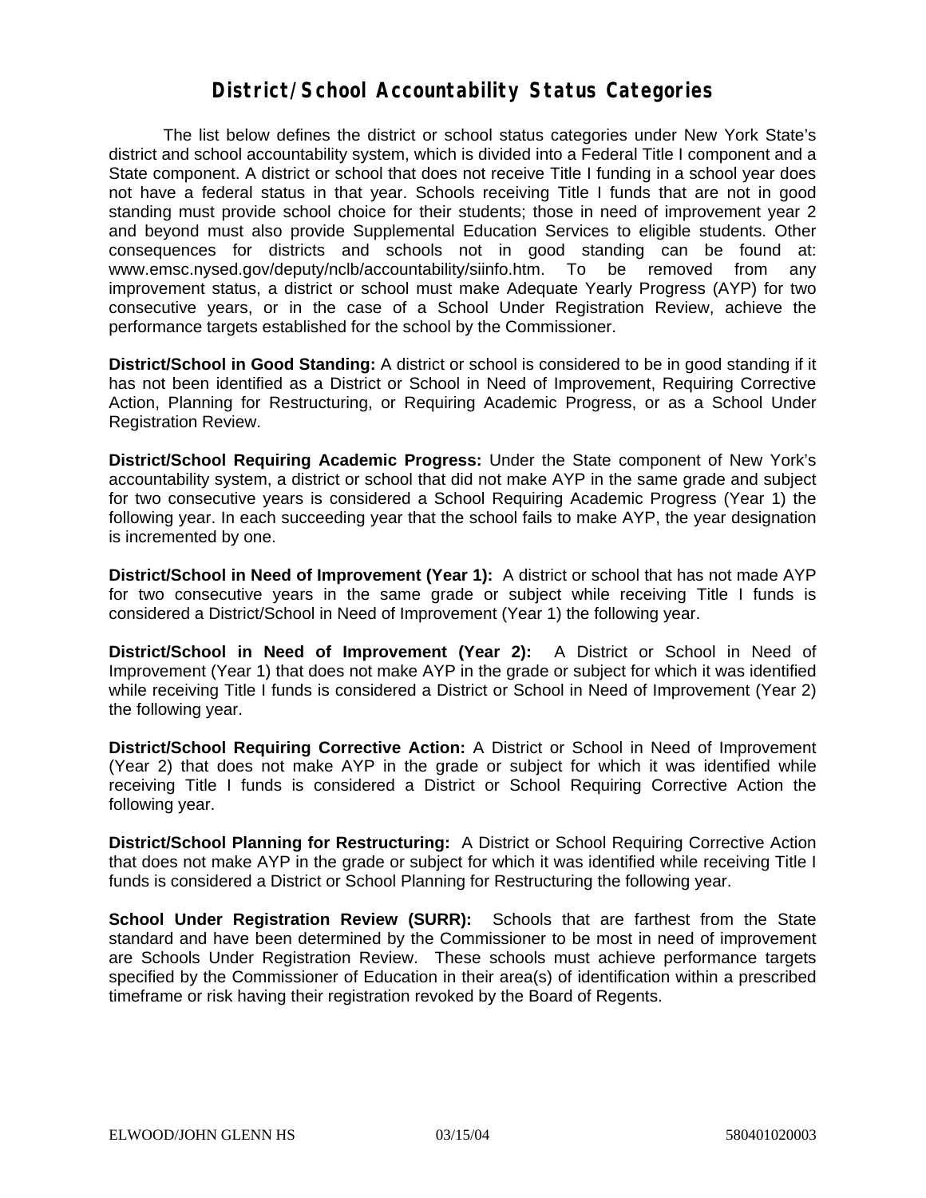# District/School Accountability Status Categories

The list below defines the district or school status categories under New York State's district and school accountability system, which is divided into a Federal Title I component and a State component. A district or school that does not receive Title I funding in a school year does not have a federal status in that year. Schools receiving Title I funds that are not in good standing must provide school choice for their students; those in need of improvement year 2 and beyond must also provide Supplemental Education Services to eligible students. Other consequences for districts and schools not in good standing can be found at: www.emsc.nysed.gov/deputy/nclb/accountability/siinfo.htm. To be removed from any improvement status, a district or school must make Adequate Yearly Progress (AYP) for two consecutive years, or in the case of a School Under Registration Review, achieve the performance targets established for the school by the Commissioner.

**District/School in Good Standing:** A district or school is considered to be in good standing if it has not been identified as a District or School in Need of Improvement, Requiring Corrective Action, Planning for Restructuring, or Requiring Academic Progress, or as a School Under Registration Review.

**District/School Requiring Academic Progress:** Under the State component of New York's accountability system, a district or school that did not make AYP in the same grade and subject for two consecutive years is considered a School Requiring Academic Progress (Year 1) the following year. In each succeeding year that the school fails to make AYP, the year designation is incremented by one.

**District/School in Need of Improvement (Year 1):** A district or school that has not made AYP for two consecutive years in the same grade or subject while receiving Title I funds is considered a District/School in Need of Improvement (Year 1) the following year.

**District/School in Need of Improvement (Year 2):** A District or School in Need of Improvement (Year 1) that does not make AYP in the grade or subject for which it was identified while receiving Title I funds is considered a District or School in Need of Improvement (Year 2) the following year.

**District/School Requiring Corrective Action:** A District or School in Need of Improvement (Year 2) that does not make AYP in the grade or subject for which it was identified while receiving Title I funds is considered a District or School Requiring Corrective Action the following year.

**District/School Planning for Restructuring:** A District or School Requiring Corrective Action that does not make AYP in the grade or subject for which it was identified while receiving Title I funds is considered a District or School Planning for Restructuring the following year.

**School Under Registration Review (SURR):** Schools that are farthest from the State standard and have been determined by the Commissioner to be most in need of improvement are Schools Under Registration Review. These schools must achieve performance targets specified by the Commissioner of Education in their area(s) of identification within a prescribed timeframe or risk having their registration revoked by the Board of Regents.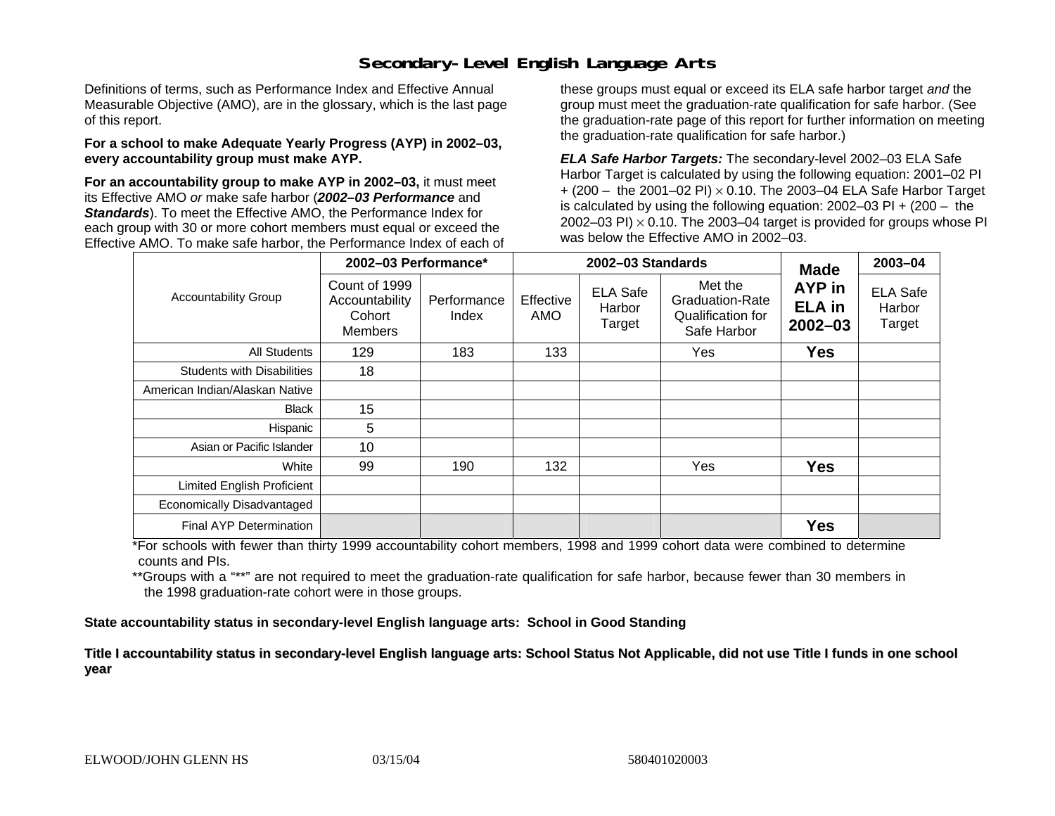# Secondary-Level English Language Arts

Definitions of terms, such as Performance Index and Effective Annual Measurable Objective (AMO), are in the glossary, which is the last page of this report.

**For a school to make Adequate Yearly Progress (AYP) in 2002–03, every accountability group must make AYP.**

**For an accountability group to make AYP in 2002–03,** it must meet its Effective AMO *or* make safe harbor (***2002–03 Performance*** and ***Standards***). To meet the Effective AMO, the Performance Index for each group with 30 or more cohort members must equal or exceed the Effective AMO. To make safe harbor, the Performance Index of each of these groups must equal or exceed its ELA safe harbor target *and* the group must meet the graduation-rate qualification for safe harbor. (See the graduation-rate page of this report for further information on meeting the graduation-rate qualification for safe harbor.)

***ELA Safe Harbor Targets:*** The secondary-level 2002–03 ELA Safe Harbor Target is calculated by using the following equation: 2001–02 PI + (200 – the 2001–02 PI) $\times$ 0.10. The 2003–04 ELA Safe Harbor Target is calculated by using the following equation: 2002–03 PI + (200 – the 2002–03 PI) $\times$ 0.10. The 2003–04 target is provided for groups whose PI was below the Effective AMO in 2002–03.

| Accountability Group | 2002–03 Performance* | | 2002–03 Standards | | | Made AYP in ELA in 2002–03 | 2003–04 |
|---|---|---|---|---|---|---|---|
| | Count of 1999 Accountability Cohort Members | Performance Index | Effective AMO | ELA Safe Harbor Target | Met the Graduation-Rate Qualification for Safe Harbor | | ELA Safe Harbor Target |
| All Students | 129 | 183 | 133 | | Yes | **Yes** | |
| Students with Disabilities | 18 | | | | | | |
| American Indian/Alaskan Native | | | | | | | |
| Black | 15 | | | | | | |
| Hispanic | 5 | | | | | | |
| Asian or Pacific Islander | 10 | | | | | | |
| White | 99 | 190 | 132 | | Yes | **Yes** | |
| Limited English Proficient | | | | | | | |
| Economically Disadvantaged | | | | | | | |
| Final AYP Determination | | | | | | **Yes** | |

*For schools with fewer than thirty 1999 accountability cohort members, 1998 and 1999 cohort data were combined to determine counts and PIs.

**Groups with a "**" are not required to meet the graduation-rate qualification for safe harbor, because fewer than 30 members in the 1998 graduation-rate cohort were in those groups.

**State accountability status in secondary-level English language arts: School in Good Standing**

**Title I accountability status in secondary-level English language arts: School Status Not Applicable, did not use Title I funds in one school year**

ELWOOD/JOHN GLENN HS 03/15/04 580401020003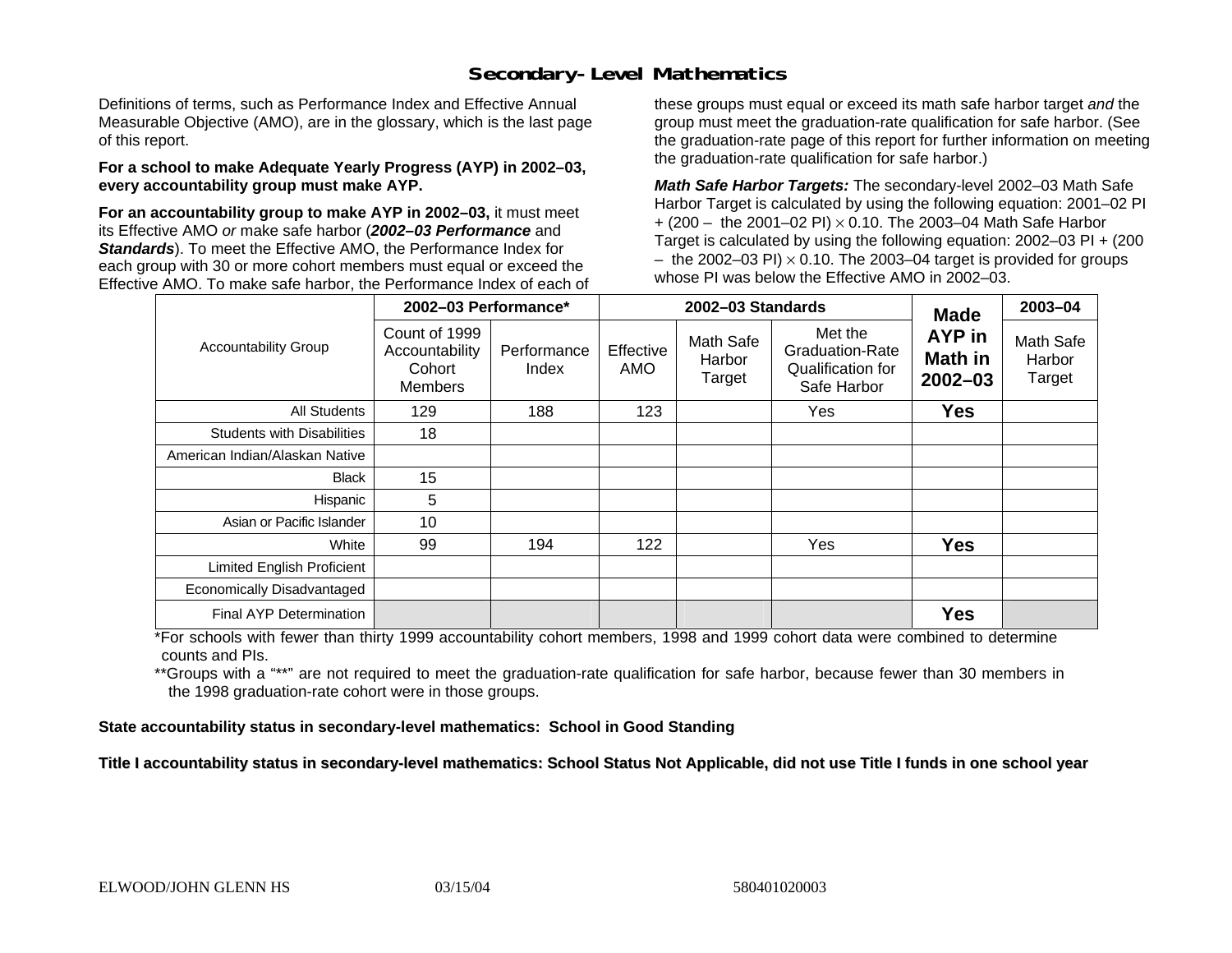# Secondary-Level Mathematics

Definitions of terms, such as Performance Index and Effective Annual Measurable Objective (AMO), are in the glossary, which is the last page of this report.

**For a school to make Adequate Yearly Progress (AYP) in 2002–03, every accountability group must make AYP.**

**For an accountability group to make AYP in 2002–03,** it must meet its Effective AMO *or* make safe harbor (***2002–03 Performance*** and ***Standards***). To meet the Effective AMO, the Performance Index for each group with 30 or more cohort members must equal or exceed the Effective AMO. To make safe harbor, the Performance Index of each of these groups must equal or exceed its math safe harbor target *and* the group must meet the graduation-rate qualification for safe harbor. (See the graduation-rate page of this report for further information on meeting the graduation-rate qualification for safe harbor.)

***Math Safe Harbor Targets:*** The secondary-level 2002–03 Math Safe Harbor Target is calculated by using the following equation: 2001–02 PI + (200 – the 2001–02 PI) × 0.10. The 2003–04 Math Safe Harbor Target is calculated by using the following equation: 2002–03 PI + (200 – the 2002–03 PI) × 0.10. The 2003–04 target is provided for groups whose PI was below the Effective AMO in 2002–03.

| Accountability Group | 2002–03 Performance* | | 2002–03 Standards | | | Made AYP in Math in 2002–03 | 2003–04 |
|---|---|---|---|---|---|---|---|
| | Count of 1999 Accountability Cohort Members | Performance Index | Effective AMO | Math Safe Harbor Target | Met the Graduation-Rate Qualification for Safe Harbor | | Math Safe Harbor Target |
| All Students | 129 | 188 | 123 | | Yes | **Yes** | |
| Students with Disabilities | 18 | | | | | | |
| American Indian/Alaskan Native | | | | | | | |
| Black | 15 | | | | | | |
| Hispanic | 5 | | | | | | |
| Asian or Pacific Islander | 10 | | | | | | |
| White | 99 | 194 | 122 | | Yes | **Yes** | |
| Limited English Proficient | | | | | | | |
| Economically Disadvantaged | | | | | | | |
| Final AYP Determination | | | | | | **Yes** | |

*For schools with fewer than thirty 1999 accountability cohort members, 1998 and 1999 cohort data were combined to determine counts and PIs.

**Groups with a "**" are not required to meet the graduation-rate qualification for safe harbor, because fewer than 30 members in the 1998 graduation-rate cohort were in those groups.

**State accountability status in secondary-level mathematics: School in Good Standing**

**Title I accountability status in secondary-level mathematics: School Status Not Applicable, did not use Title I funds in one school year**

ELWOOD/JOHN GLENN HS 03/15/04 580401020003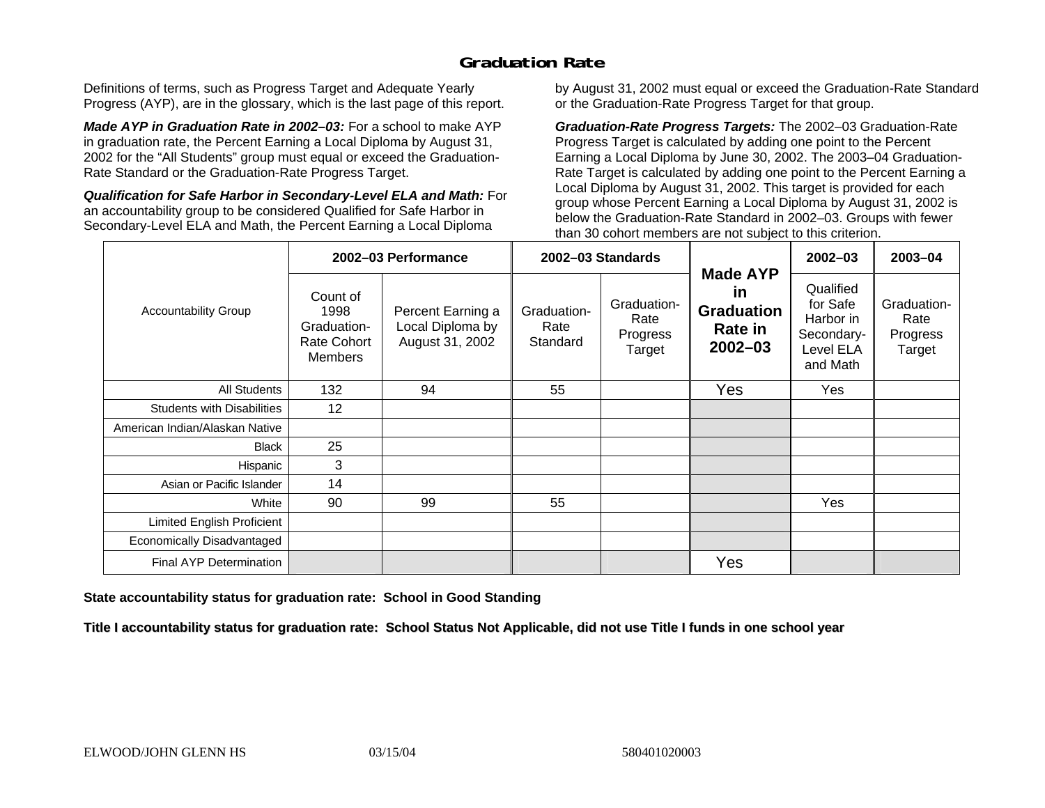# Graduation Rate

Definitions of terms, such as Progress Target and Adequate Yearly Progress (AYP), are in the glossary, which is the last page of this report.

***Made AYP in Graduation Rate in 2002–03:*** For a school to make AYP in graduation rate, the Percent Earning a Local Diploma by August 31, 2002 for the "All Students" group must equal or exceed the Graduation-Rate Standard or the Graduation-Rate Progress Target.

***Qualification for Safe Harbor in Secondary-Level ELA and Math:*** For an accountability group to be considered Qualified for Safe Harbor in Secondary-Level ELA and Math, the Percent Earning a Local Diploma by August 31, 2002 must equal or exceed the Graduation-Rate Standard or the Graduation-Rate Progress Target for that group.

***Graduation-Rate Progress Targets:*** The 2002–03 Graduation-Rate Progress Target is calculated by adding one point to the Percent Earning a Local Diploma by June 30, 2002. The 2003–04 Graduation-Rate Target is calculated by adding one point to the Percent Earning a Local Diploma by August 31, 2002. This target is provided for each group whose Percent Earning a Local Diploma by August 31, 2002 is below the Graduation-Rate Standard in 2002–03. Groups with fewer than 30 cohort members are not subject to this criterion.

| Accountability Group | 2002–03 Performance | | 2002–03 Standards | | Made AYP in Graduation Rate in 2002–03 | 2002–03 | 2003–04 |
|---|---|---|---|---|---|---|---|
| | Count of 1998 Graduation-Rate Cohort Members | Percent Earning a Local Diploma by August 31, 2002 | Graduation-Rate Standard | Graduation-Rate Progress Target | | Qualified for Safe Harbor in Secondary-Level ELA and Math | Graduation-Rate Progress Target |
| All Students | 132 | 94 | 55 | | Yes | Yes | |
| Students with Disabilities | 12 | | | | | | |
| American Indian/Alaskan Native | | | | | | | |
| Black | 25 | | | | | | |
| Hispanic | 3 | | | | | | |
| Asian or Pacific Islander | 14 | | | | | | |
| White | 90 | 99 | 55 | | | Yes | |
| Limited English Proficient | | | | | | | |
| Economically Disadvantaged | | | | | | | |
| Final AYP Determination | | | | | Yes | | |

**State accountability status for graduation rate: School in Good Standing**

**Title I accountability status for graduation rate: School Status Not Applicable, did not use Title I funds in one school year**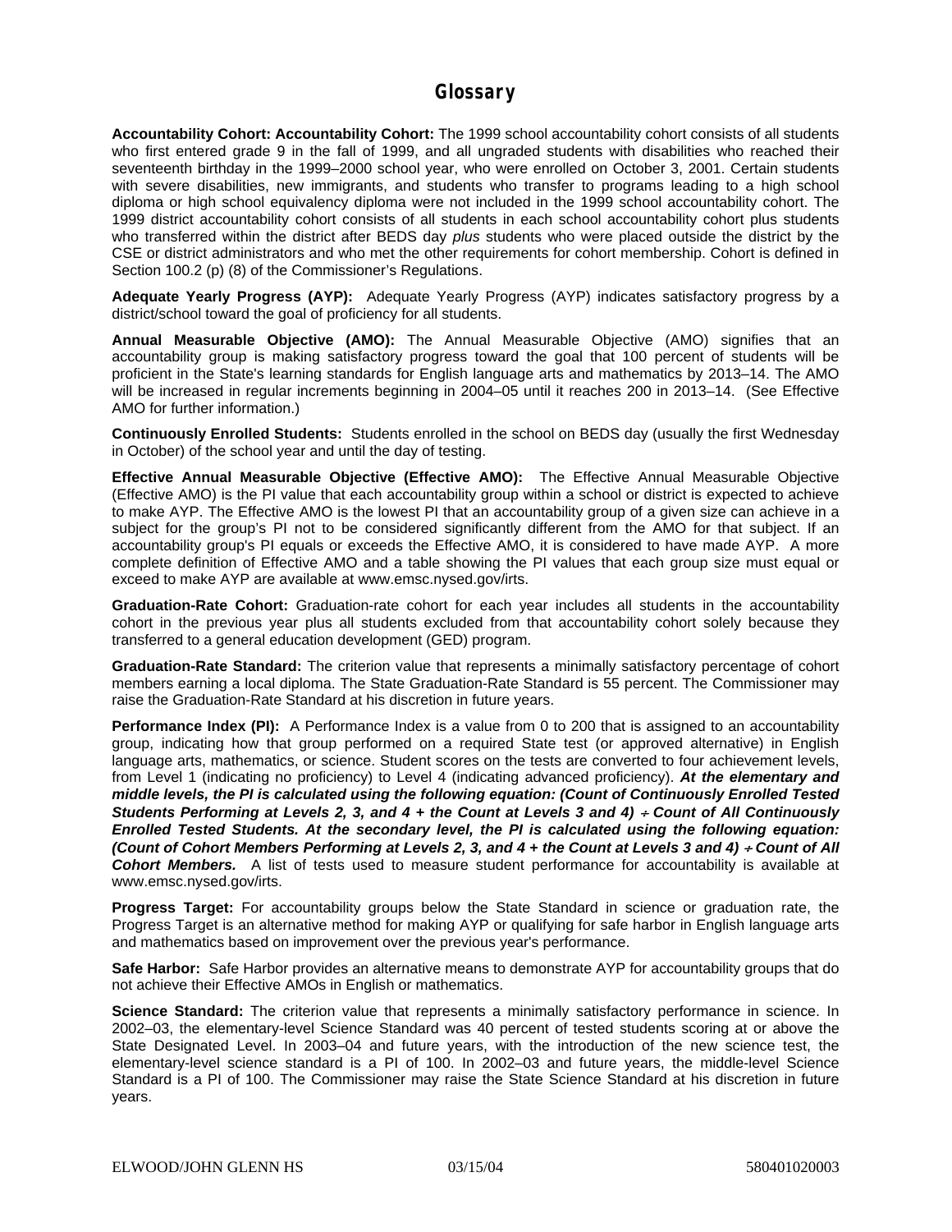# Glossary

**Accountability Cohort: Accountability Cohort:** The 1999 school accountability cohort consists of all students who first entered grade 9 in the fall of 1999, and all ungraded students with disabilities who reached their seventeenth birthday in the 1999–2000 school year, who were enrolled on October 3, 2001. Certain students with severe disabilities, new immigrants, and students who transfer to programs leading to a high school diploma or high school equivalency diploma were not included in the 1999 school accountability cohort. The 1999 district accountability cohort consists of all students in each school accountability cohort plus students who transferred within the district after BEDS day *plus* students who were placed outside the district by the CSE or district administrators and who met the other requirements for cohort membership. Cohort is defined in Section 100.2 (p) (8) of the Commissioner's Regulations.

**Adequate Yearly Progress (AYP):** Adequate Yearly Progress (AYP) indicates satisfactory progress by a district/school toward the goal of proficiency for all students.

**Annual Measurable Objective (AMO):** The Annual Measurable Objective (AMO) signifies that an accountability group is making satisfactory progress toward the goal that 100 percent of students will be proficient in the State's learning standards for English language arts and mathematics by 2013–14. The AMO will be increased in regular increments beginning in 2004–05 until it reaches 200 in 2013–14. (See Effective AMO for further information.)

**Continuously Enrolled Students:** Students enrolled in the school on BEDS day (usually the first Wednesday in October) of the school year and until the day of testing.

**Effective Annual Measurable Objective (Effective AMO):** The Effective Annual Measurable Objective (Effective AMO) is the PI value that each accountability group within a school or district is expected to achieve to make AYP. The Effective AMO is the lowest PI that an accountability group of a given size can achieve in a subject for the group's PI not to be considered significantly different from the AMO for that subject. If an accountability group's PI equals or exceeds the Effective AMO, it is considered to have made AYP. A more complete definition of Effective AMO and a table showing the PI values that each group size must equal or exceed to make AYP are available at www.emsc.nysed.gov/irts.

**Graduation-Rate Cohort:** Graduation-rate cohort for each year includes all students in the accountability cohort in the previous year plus all students excluded from that accountability cohort solely because they transferred to a general education development (GED) program.

**Graduation-Rate Standard:** The criterion value that represents a minimally satisfactory percentage of cohort members earning a local diploma. The State Graduation-Rate Standard is 55 percent. The Commissioner may raise the Graduation-Rate Standard at his discretion in future years.

**Performance Index (PI):** A Performance Index is a value from 0 to 200 that is assigned to an accountability group, indicating how that group performed on a required State test (or approved alternative) in English language arts, mathematics, or science. Student scores on the tests are converted to four achievement levels, from Level 1 (indicating no proficiency) to Level 4 (indicating advanced proficiency). ***At the elementary and middle levels, the PI is calculated using the following equation: (Count of Continuously Enrolled Tested Students Performing at Levels 2, 3, and 4 + the Count at Levels 3 and 4) ÷ Count of All Continuously Enrolled Tested Students. At the secondary level, the PI is calculated using the following equation: (Count of Cohort Members Performing at Levels 2, 3, and 4 + the Count at Levels 3 and 4) ÷ Count of All Cohort Members.*** A list of tests used to measure student performance for accountability is available at www.emsc.nysed.gov/irts.

**Progress Target:** For accountability groups below the State Standard in science or graduation rate, the Progress Target is an alternative method for making AYP or qualifying for safe harbor in English language arts and mathematics based on improvement over the previous year's performance.

**Safe Harbor:** Safe Harbor provides an alternative means to demonstrate AYP for accountability groups that do not achieve their Effective AMOs in English or mathematics.

**Science Standard:** The criterion value that represents a minimally satisfactory performance in science. In 2002–03, the elementary-level Science Standard was 40 percent of tested students scoring at or above the State Designated Level. In 2003–04 and future years, with the introduction of the new science test, the elementary-level science standard is a PI of 100. In 2002–03 and future years, the middle-level Science Standard is a PI of 100. The Commissioner may raise the State Science Standard at his discretion in future years.